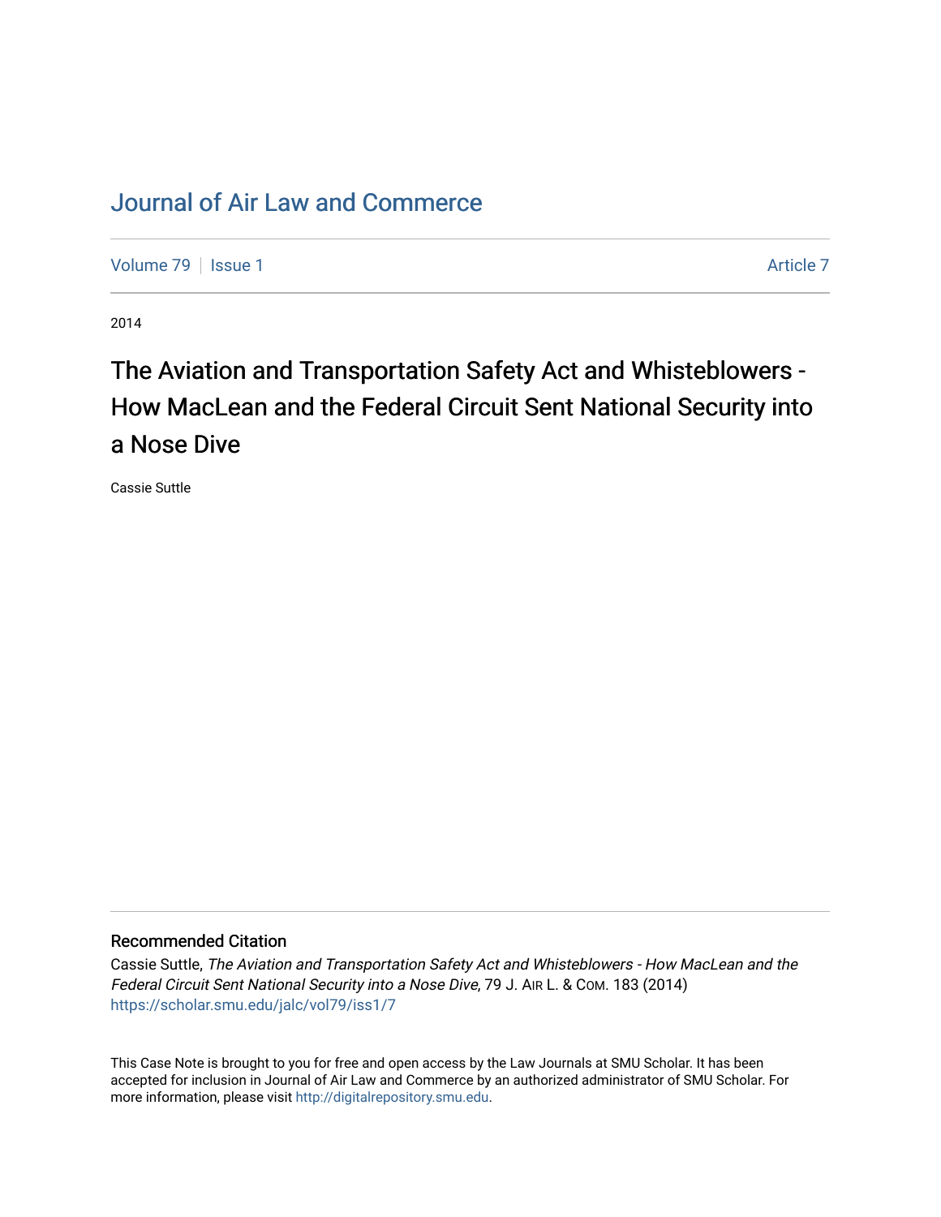# Journal of Air Law and Commerce

Volume 79 | Issue 1 | Article 7

2014

## The Aviation and Transportation Safety Act and Whisteblowers - How MacLean and the Federal Circuit Sent National Security into a Nose Dive

Cassie Suttle

### Recommended Citation

Cassie Suttle, *The Aviation and Transportation Safety Act and Whisteblowers - How MacLean and the Federal Circuit Sent National Security into a Nose Dive*, 79 J. AIR L. & COM. 183 (2014)
https://scholar.smu.edu/jalc/vol79/iss1/7

This Case Note is brought to you for free and open access by the Law Journals at SMU Scholar. It has been accepted for inclusion in Journal of Air Law and Commerce by an authorized administrator of SMU Scholar. For more information, please visit http://digitalrepository.smu.edu.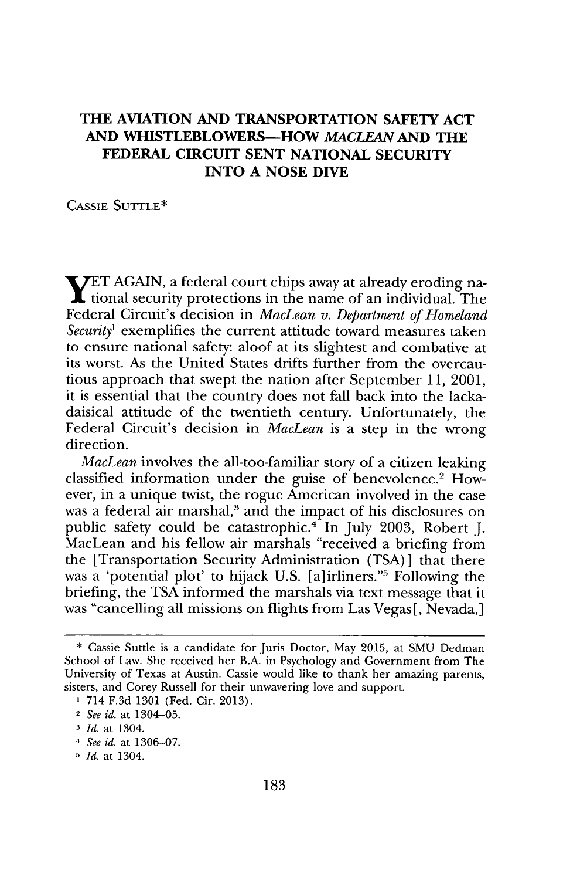# THE AVIATION AND TRANSPORTATION SAFETY ACT AND WHISTLEBLOWERS—HOW *MACLEAN* AND THE FEDERAL CIRCUIT SENT NATIONAL SECURITY INTO A NOSE DIVE

CASSIE SUTTLE*

YET AGAIN, a federal court chips away at already eroding national security protections in the name of an individual. The Federal Circuit's decision in *MacLean v. Department of Homeland Security*[1] exemplifies the current attitude toward measures taken to ensure national safety: aloof at its slightest and combative at its worst. As the United States drifts further from the overcautious approach that swept the nation after September 11, 2001, it is essential that the country does not fall back into the lackadaisical attitude of the twentieth century. Unfortunately, the Federal Circuit's decision in *MacLean* is a step in the wrong direction.

*MacLean* involves the all-too-familiar story of a citizen leaking classified information under the guise of benevolence.[2] However, in a unique twist, the rogue American involved in the case was a federal air marshal,[3] and the impact of his disclosures on public safety could be catastrophic.[4] In July 2003, Robert J. MacLean and his fellow air marshals "received a briefing from the [Transportation Security Administration (TSA)] that there was a 'potential plot' to hijack U.S. [a]irliners."[5] Following the briefing, the TSA informed the marshals via text message that it was "cancelling all missions on flights from Las Vegas[, Nevada,]

---

\* Cassie Suttle is a candidate for Juris Doctor, May 2015, at SMU Dedman School of Law. She received her B.A. in Psychology and Government from The University of Texas at Austin. Cassie would like to thank her amazing parents, sisters, and Corey Russell for their unwavering love and support.

1 714 F.3d 1301 (Fed. Cir. 2013).

2 *See id.* at 1304–05.

3 *Id.* at 1304.

4 *See id.* at 1306–07.

5 *Id.* at 1304.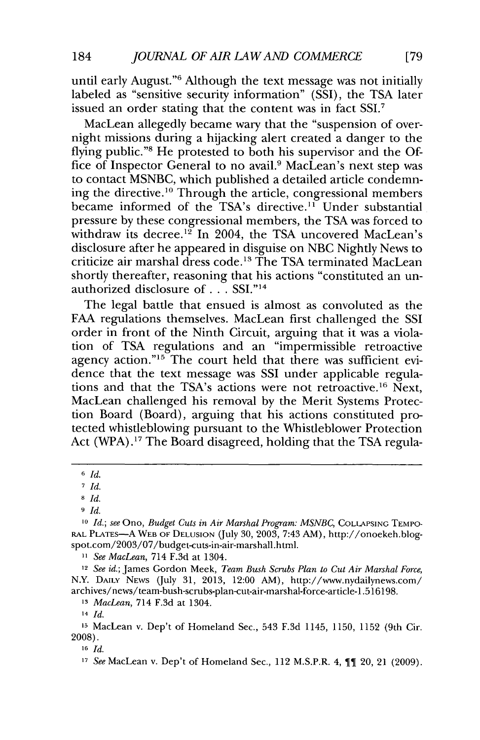until early August."[6] Although the text message was not initially labeled as "sensitive security information" (SSI), the TSA later issued an order stating that the content was in fact SSI.[7]

MacLean allegedly became wary that the "suspension of overnight missions during a hijacking alert created a danger to the flying public."[8] He protested to both his supervisor and the Office of Inspector General to no avail.[9] MacLean's next step was to contact MSNBC, which published a detailed article condemning the directive.[10] Through the article, congressional members became informed of the TSA's directive.[11] Under substantial pressure by these congressional members, the TSA was forced to withdraw its decree.[12] In 2004, the TSA uncovered MacLean's disclosure after he appeared in disguise on NBC Nightly News to criticize air marshal dress code.[13] The TSA terminated MacLean shortly thereafter, reasoning that his actions "constituted an unauthorized disclosure of . . . SSI."[14]

The legal battle that ensued is almost as convoluted as the FAA regulations themselves. MacLean first challenged the SSI order in front of the Ninth Circuit, arguing that it was a violation of TSA regulations and an "impermissible retroactive agency action."[15] The court held that there was sufficient evidence that the text message was SSI under applicable regulations and that the TSA's actions were not retroactive.[16] Next, MacLean challenged his removal by the Merit Systems Protection Board (Board), arguing that his actions constituted protected whistleblowing pursuant to the Whistleblower Protection Act (WPA).[17] The Board disagreed, holding that the TSA regula-

---

[6] *Id.*

[7] *Id.*

[8] *Id.*

[9] *Id.*

[10] *Id.*; *see* Ono, *Budget Cuts in Air Marshal Program: MSNBC*, COLLAPSING TEMPORAL PLATES—A WEB OF DELUSION (July 30, 2003, 7:43 AM), http://onoekeh.blogspot.com/2003/07/budget-cuts-in-air-marshall.html.

[11] *See MacLean*, 714 F.3d at 1304.

[12] *See id.*; James Gordon Meek, *Team Bush Scrubs Plan to Cut Air Marshal Force*, N.Y. DAILY NEWS (July 31, 2013, 12:00 AM), http://www.nydailynews.com/archives/news/team-bush-scrubs-plan-cut-air-marshal-force-article-1.516198.

[13] *MacLean*, 714 F.3d at 1304.

[14] *Id.*

[15] MacLean v. Dep't of Homeland Sec., 543 F.3d 1145, 1150, 1152 (9th Cir. 2008).

[16] *Id.*

[17] *See* MacLean v. Dep't of Homeland Sec., 112 M.S.P.R. 4, ¶¶ 20, 21 (2009).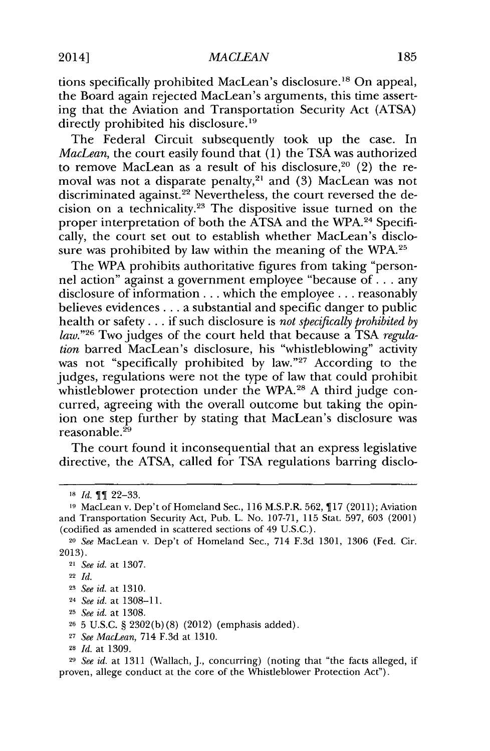tions specifically prohibited MacLean's disclosure.[18] On appeal, the Board again rejected MacLean's arguments, this time asserting that the Aviation and Transportation Security Act (ATSA) directly prohibited his disclosure.[19]

The Federal Circuit subsequently took up the case. In *MacLean*, the court easily found that (1) the TSA was authorized to remove MacLean as a result of his disclosure,[20] (2) the removal was not a disparate penalty,[21] and (3) MacLean was not discriminated against.[22] Nevertheless, the court reversed the decision on a technicality.[23] The dispositive issue turned on the proper interpretation of both the ATSA and the WPA.[24] Specifically, the court set out to establish whether MacLean's disclosure was prohibited by law within the meaning of the WPA.[25]

The WPA prohibits authoritative figures from taking "personnel action" against a government employee "because of . . . any disclosure of information . . . which the employee . . . reasonably believes evidences . . . a substantial and specific danger to public health or safety . . . if such disclosure is *not specifically prohibited by law*."[26] Two judges of the court held that because a TSA *regulation* barred MacLean's disclosure, his "whistleblowing" activity was not "specifically prohibited by law."[27] According to the judges, regulations were not the type of law that could prohibit whistleblower protection under the WPA.[28] A third judge concurred, agreeing with the overall outcome but taking the opinion one step further by stating that MacLean's disclosure was reasonable.[29]

The court found it inconsequential that an express legislative directive, the ATSA, called for TSA regulations barring disclo-

---

[18] *Id.* ¶¶ 22–33.

[19] MacLean v. Dep't of Homeland Sec., 116 M.S.P.R. 562, ¶17 (2011); Aviation and Transportation Security Act, Pub. L. No. 107-71, 115 Stat. 597, 603 (2001) (codified as amended in scattered sections of 49 U.S.C.).

[20] *See* MacLean v. Dep't of Homeland Sec., 714 F.3d 1301, 1306 (Fed. Cir. 2013).

[21] *See id.* at 1307.

[22] *Id.*

[23] *See id.* at 1310.

[24] *See id.* at 1308–11.

[25] *See id.* at 1308.

[26] 5 U.S.C. § 2302(b)(8) (2012) (emphasis added).

[27] *See MacLean*, 714 F.3d at 1310.

[28] *Id.* at 1309.

[29] *See id.* at 1311 (Wallach, J., concurring) (noting that "the facts alleged, if proven, allege conduct at the core of the Whistleblower Protection Act").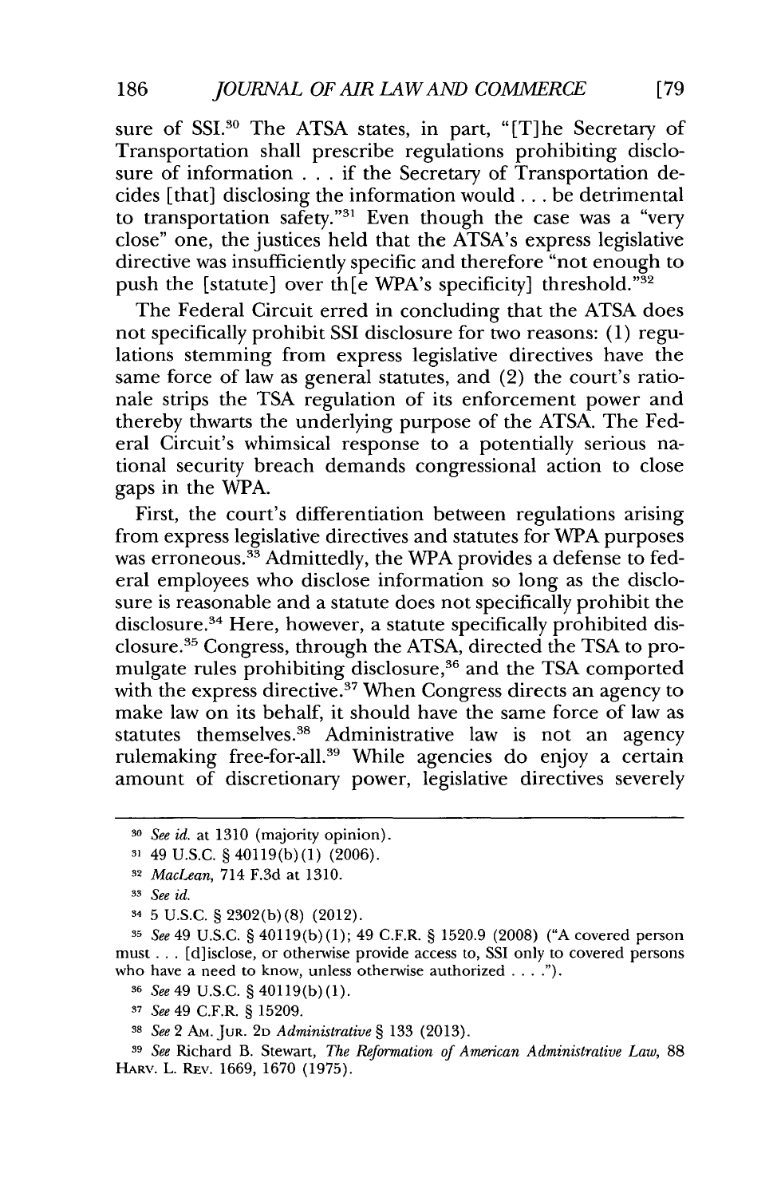sure of SSI.[30] The ATSA states, in part, "[T]he Secretary of Transportation shall prescribe regulations prohibiting disclosure of information . . . if the Secretary of Transportation decides [that] disclosing the information would . . . be detrimental to transportation safety."[31] Even though the case was a "very close" one, the justices held that the ATSA's express legislative directive was insufficiently specific and therefore "not enough to push the [statute] over th[e WPA's specificity] threshold."[32]

The Federal Circuit erred in concluding that the ATSA does not specifically prohibit SSI disclosure for two reasons: (1) regulations stemming from express legislative directives have the same force of law as general statutes, and (2) the court's rationale strips the TSA regulation of its enforcement power and thereby thwarts the underlying purpose of the ATSA. The Federal Circuit's whimsical response to a potentially serious national security breach demands congressional action to close gaps in the WPA.

First, the court's differentiation between regulations arising from express legislative directives and statutes for WPA purposes was erroneous.[33] Admittedly, the WPA provides a defense to federal employees who disclose information so long as the disclosure is reasonable and a statute does not specifically prohibit the disclosure.[34] Here, however, a statute specifically prohibited disclosure.[35] Congress, through the ATSA, directed the TSA to promulgate rules prohibiting disclosure,[36] and the TSA comported with the express directive.[37] When Congress directs an agency to make law on its behalf, it should have the same force of law as statutes themselves.[38] Administrative law is not an agency rulemaking free-for-all.[39] While agencies do enjoy a certain amount of discretionary power, legislative directives severely

---

[30] *See id.* at 1310 (majority opinion).

[31] 49 U.S.C. § 40119(b)(1) (2006).

[32] *MacLean*, 714 F.3d at 1310.

[33] *See id.*

[34] 5 U.S.C. § 2302(b)(8) (2012).

[35] *See* 49 U.S.C. § 40119(b)(1); 49 C.F.R. § 1520.9 (2008) ("A covered person must . . . [d]isclose, or otherwise provide access to, SSI only to covered persons who have a need to know, unless otherwise authorized . . . .").

[36] *See* 49 U.S.C. § 40119(b)(1).

[37] *See* 49 C.F.R. § 15209.

[38] *See* 2 AM. JUR. 2D *Administrative* § 133 (2013).

[39] *See* Richard B. Stewart, *The Reformation of American Administrative Law*, 88 HARV. L. REV. 1669, 1670 (1975).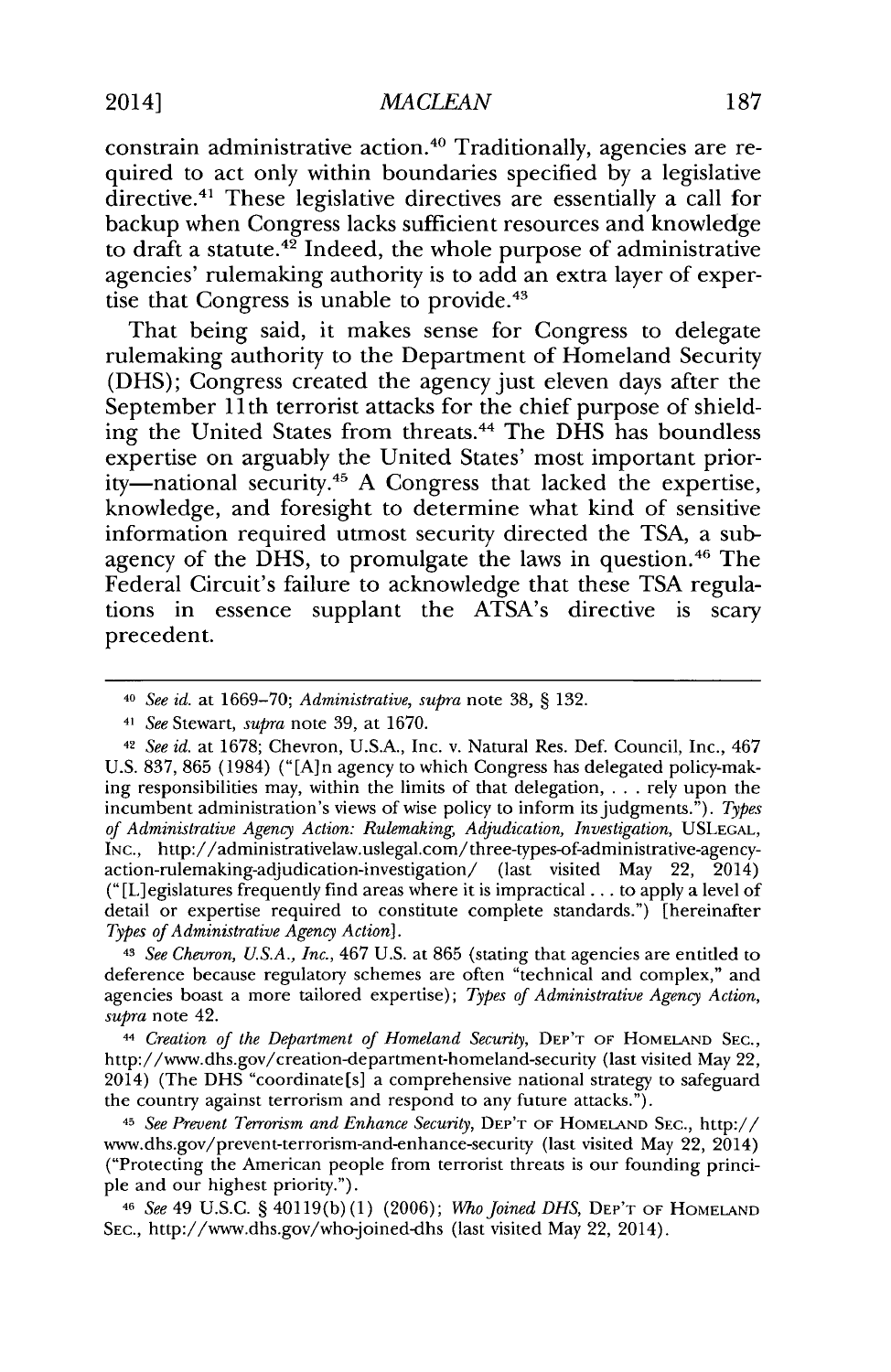constrain administrative action.[40] Traditionally, agencies are required to act only within boundaries specified by a legislative directive.[41] These legislative directives are essentially a call for backup when Congress lacks sufficient resources and knowledge to draft a statute.[42] Indeed, the whole purpose of administrative agencies' rulemaking authority is to add an extra layer of expertise that Congress is unable to provide.[43]

That being said, it makes sense for Congress to delegate rulemaking authority to the Department of Homeland Security (DHS); Congress created the agency just eleven days after the September 11th terrorist attacks for the chief purpose of shielding the United States from threats.[44] The DHS has boundless expertise on arguably the United States' most important priority—national security.[45] A Congress that lacked the expertise, knowledge, and foresight to determine what kind of sensitive information required utmost security directed the TSA, a sub-agency of the DHS, to promulgate the laws in question.[46] The Federal Circuit's failure to acknowledge that these TSA regulations in essence supplant the ATSA's directive is scary precedent.

---

[40] *See id.* at 1669–70; *Administrative*, *supra* note 38, § 132.

[41] *See* Stewart, *supra* note 39, at 1670.

[42] *See id.* at 1678; Chevron, U.S.A., Inc. v. Natural Res. Def. Council, Inc., 467 U.S. 837, 865 (1984) ("[A]n agency to which Congress has delegated policy-making responsibilities may, within the limits of that delegation, . . . rely upon the incumbent administration's views of wise policy to inform its judgments."). *Types of Administrative Agency Action: Rulemaking, Adjudication, Investigation*, USLEGAL, INC., http://administrativelaw.uslegal.com/three-types-of-administrative-agency-action-rulemaking-adjudication-investigation/ (last visited May 22, 2014) ("[L]egislatures frequently find areas where it is impractical . . . to apply a level of detail or expertise required to constitute complete standards.") [hereinafter *Types of Administrative Agency Action*].

[43] *See Chevron, U.S.A., Inc.*, 467 U.S. at 865 (stating that agencies are entitled to deference because regulatory schemes are often "technical and complex," and agencies boast a more tailored expertise); *Types of Administrative Agency Action*, *supra* note 42.

[44] *Creation of the Department of Homeland Security*, DEP'T OF HOMELAND SEC., http://www.dhs.gov/creation-department-homeland-security (last visited May 22, 2014) (The DHS "coordinate[s] a comprehensive national strategy to safeguard the country against terrorism and respond to any future attacks.").

[45] *See Prevent Terrorism and Enhance Security*, DEP'T OF HOMELAND SEC., http://www.dhs.gov/prevent-terrorism-and-enhance-security (last visited May 22, 2014) ("Protecting the American people from terrorist threats is our founding principle and our highest priority.").

[46] *See* 49 U.S.C. § 40119(b)(1) (2006); *Who Joined DHS*, DEP'T OF HOMELAND SEC., http://www.dhs.gov/who-joined-dhs (last visited May 22, 2014).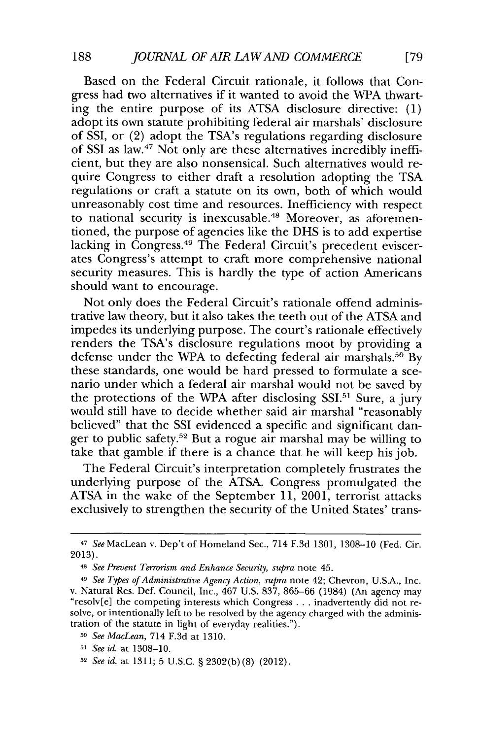Based on the Federal Circuit rationale, it follows that Congress had two alternatives if it wanted to avoid the WPA thwarting the entire purpose of its ATSA disclosure directive: (1) adopt its own statute prohibiting federal air marshals' disclosure of SSI, or (2) adopt the TSA's regulations regarding disclosure of SSI as law.[47] Not only are these alternatives incredibly inefficient, but they are also nonsensical. Such alternatives would require Congress to either draft a resolution adopting the TSA regulations or craft a statute on its own, both of which would unreasonably cost time and resources. Inefficiency with respect to national security is inexcusable.[48] Moreover, as aforementioned, the purpose of agencies like the DHS is to add expertise lacking in Congress.[49] The Federal Circuit's precedent eviscerates Congress's attempt to craft more comprehensive national security measures. This is hardly the type of action Americans should want to encourage.

Not only does the Federal Circuit's rationale offend administrative law theory, but it also takes the teeth out of the ATSA and impedes its underlying purpose. The court's rationale effectively renders the TSA's disclosure regulations moot by providing a defense under the WPA to defecting federal air marshals.[50] By these standards, one would be hard pressed to formulate a scenario under which a federal air marshal would not be saved by the protections of the WPA after disclosing SSI.[51] Sure, a jury would still have to decide whether said air marshal "reasonably believed" that the SSI evidenced a specific and significant danger to public safety.[52] But a rogue air marshal may be willing to take that gamble if there is a chance that he will keep his job.

The Federal Circuit's interpretation completely frustrates the underlying purpose of the ATSA. Congress promulgated the ATSA in the wake of the September 11, 2001, terrorist attacks exclusively to strengthen the security of the United States' trans-

---

[47] *See* MacLean v. Dep't of Homeland Sec., 714 F.3d 1301, 1308–10 (Fed. Cir. 2013).

[48] *See Prevent Terrorism and Enhance Security, supra* note 45.

[49] *See Types of Administrative Agency Action, supra* note 42; Chevron, U.S.A., Inc. v. Natural Res. Def. Council, Inc., 467 U.S. 837, 865–66 (1984) (An agency may "resolv[e] the competing interests which Congress . . . inadvertently did not resolve, or intentionally left to be resolved by the agency charged with the administration of the statute in light of everyday realities.").

[50] *See MacLean*, 714 F.3d at 1310.

[51] *See id.* at 1308–10.

[52] *See id.* at 1311; 5 U.S.C. § 2302(b)(8) (2012).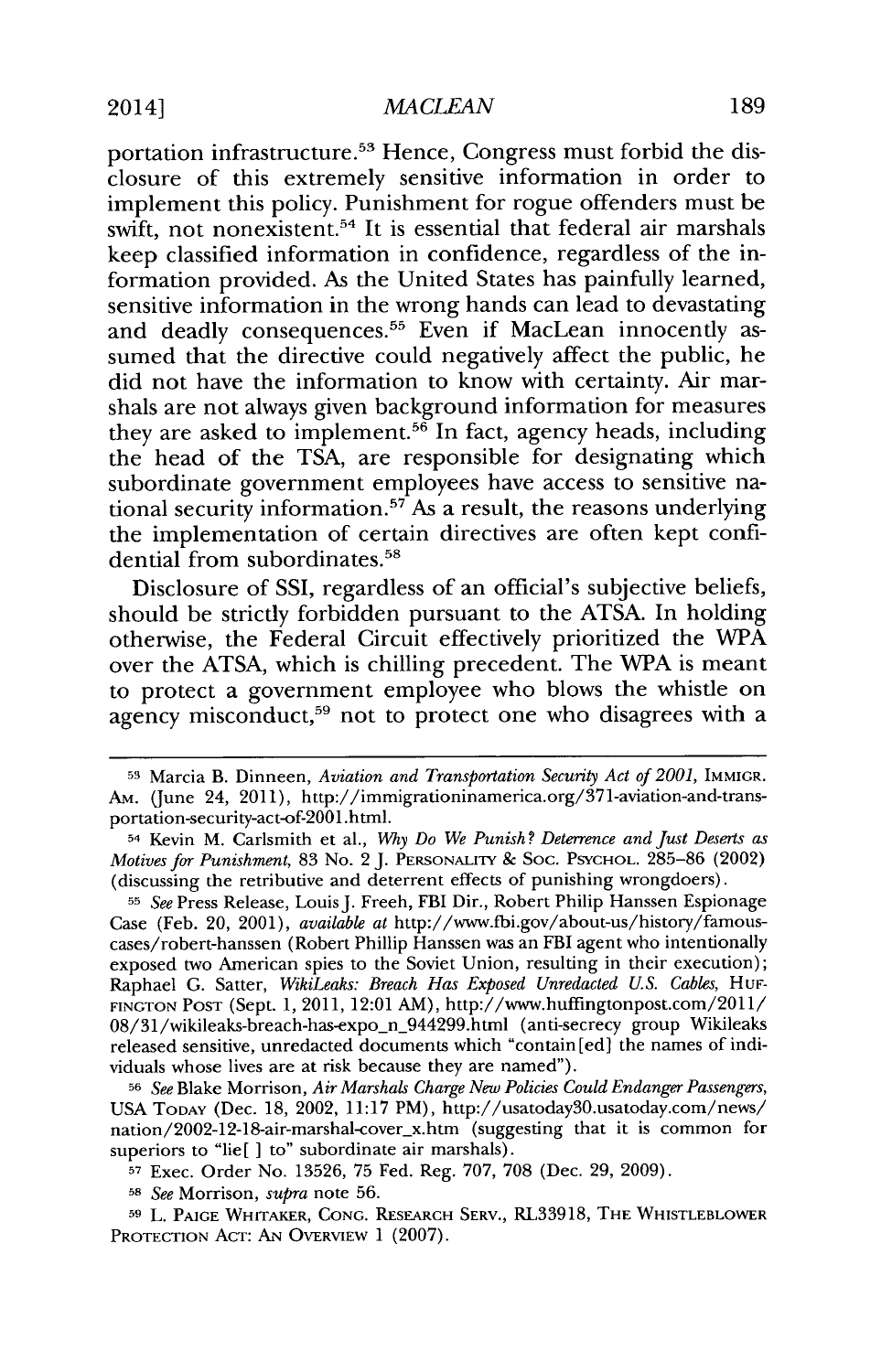portation infrastructure.[53] Hence, Congress must forbid the disclosure of this extremely sensitive information in order to implement this policy. Punishment for rogue offenders must be swift, not nonexistent.[54] It is essential that federal air marshals keep classified information in confidence, regardless of the information provided. As the United States has painfully learned, sensitive information in the wrong hands can lead to devastating and deadly consequences.[55] Even if MacLean innocently assumed that the directive could negatively affect the public, he did not have the information to know with certainty. Air marshals are not always given background information for measures they are asked to implement.[56] In fact, agency heads, including the head of the TSA, are responsible for designating which subordinate government employees have access to sensitive national security information.[57] As a result, the reasons underlying the implementation of certain directives are often kept confidential from subordinates.[58]

Disclosure of SSI, regardless of an official's subjective beliefs, should be strictly forbidden pursuant to the ATSA. In holding otherwise, the Federal Circuit effectively prioritized the WPA over the ATSA, which is chilling precedent. The WPA is meant to protect a government employee who blows the whistle on agency misconduct,[59] not to protect one who disagrees with a

---

[53] Marcia B. Dinneen, *Aviation and Transportation Security Act of 2001*, IMMIGR. AM. (June 24, 2011), http://immigrationinamerica.org/371-aviation-and-transportation-security-act-of-2001.html.

[54] Kevin M. Carlsmith et al., *Why Do We Punish? Deterrence and Just Deserts as Motives for Punishment*, 83 No. 2 J. PERSONALITY & SOC. PSYCHOL. 285–86 (2002) (discussing the retributive and deterrent effects of punishing wrongdoers).

[55] *See* Press Release, Louis J. Freeh, FBI Dir., Robert Philip Hanssen Espionage Case (Feb. 20, 2001), *available at* http://www.fbi.gov/about-us/history/famous-cases/robert-hanssen (Robert Phillip Hanssen was an FBI agent who intentionally exposed two American spies to the Soviet Union, resulting in their execution); Raphael G. Satter, *WikiLeaks: Breach Has Exposed Unredacted U.S. Cables*, HUFFINGTON POST (Sept. 1, 2011, 12:01 AM), http://www.huffingtonpost.com/2011/08/31/wikileaks-breach-has-expo_n_944299.html (anti-secrecy group Wikileaks released sensitive, unredacted documents which "contain[ed] the names of individuals whose lives are at risk because they are named").

[56] *See* Blake Morrison, *Air Marshals Charge New Policies Could Endanger Passengers*, USA TODAY (Dec. 18, 2002, 11:17 PM), http://usatoday30.usatoday.com/news/nation/2002-12-18-air-marshal-cover_x.htm (suggesting that it is common for superiors to "lie[ ] to" subordinate air marshals).

[57] Exec. Order No. 13526, 75 Fed. Reg. 707, 708 (Dec. 29, 2009).

[58] *See* Morrison, *supra* note 56.

[59] L. PAIGE WHITAKER, CONG. RESEARCH SERV., RL33918, THE WHISTLEBLOWER PROTECTION ACT: AN OVERVIEW 1 (2007).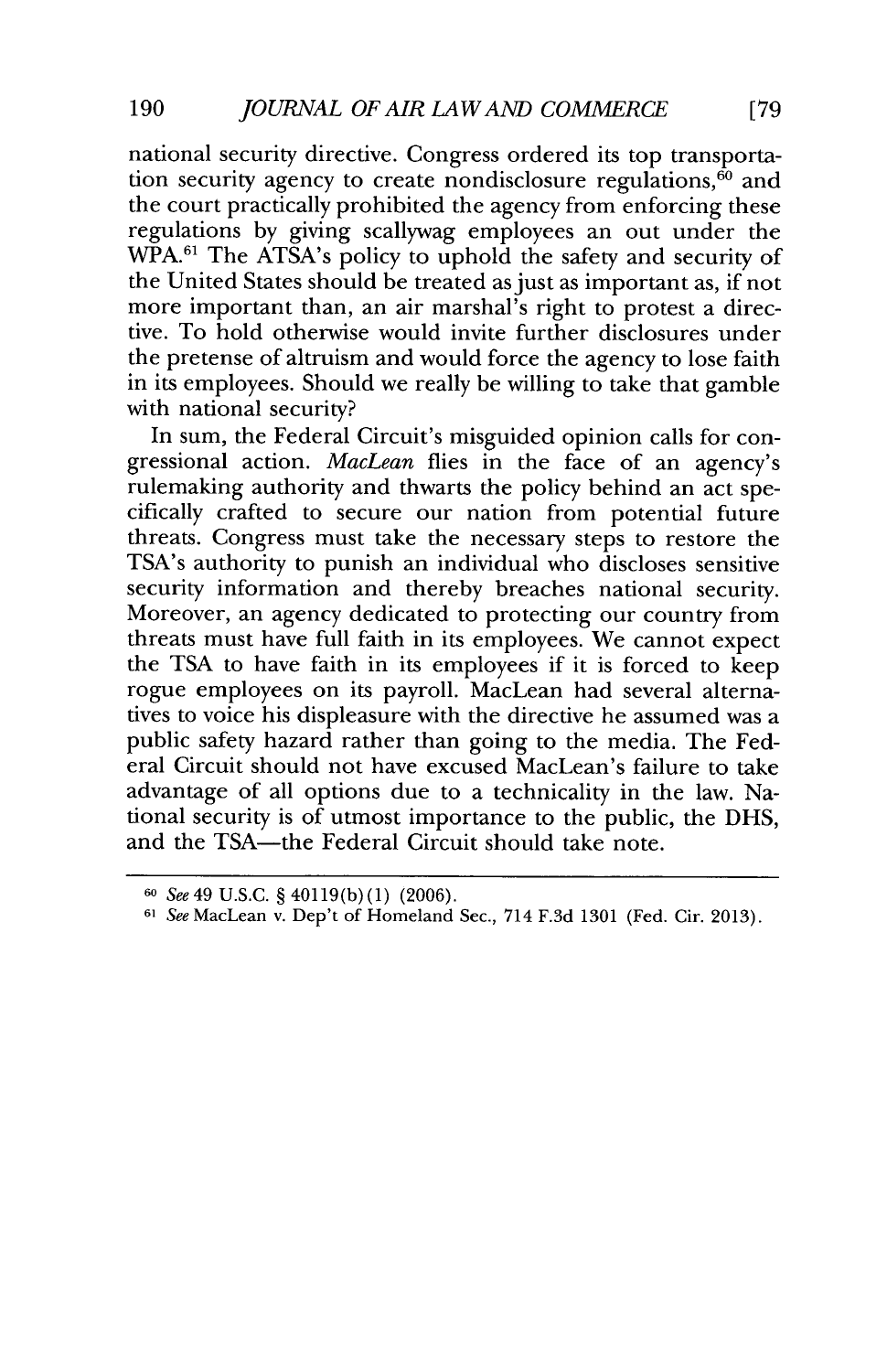national security directive. Congress ordered its top transportation security agency to create nondisclosure regulations,[60] and the court practically prohibited the agency from enforcing these regulations by giving scallywag employees an out under the WPA.[61] The ATSA's policy to uphold the safety and security of the United States should be treated as just as important as, if not more important than, an air marshal's right to protest a directive. To hold otherwise would invite further disclosures under the pretense of altruism and would force the agency to lose faith in its employees. Should we really be willing to take that gamble with national security?

In sum, the Federal Circuit's misguided opinion calls for congressional action. *MacLean* flies in the face of an agency's rulemaking authority and thwarts the policy behind an act specifically crafted to secure our nation from potential future threats. Congress must take the necessary steps to restore the TSA's authority to punish an individual who discloses sensitive security information and thereby breaches national security. Moreover, an agency dedicated to protecting our country from threats must have full faith in its employees. We cannot expect the TSA to have faith in its employees if it is forced to keep rogue employees on its payroll. MacLean had several alternatives to voice his displeasure with the directive he assumed was a public safety hazard rather than going to the media. The Federal Circuit should not have excused MacLean's failure to take advantage of all options due to a technicality in the law. National security is of utmost importance to the public, the DHS, and the TSA—the Federal Circuit should take note.

---

[60] *See* 49 U.S.C. § 40119(b)(1) (2006).

[61] *See* MacLean v. Dep't of Homeland Sec., 714 F.3d 1301 (Fed. Cir. 2013).